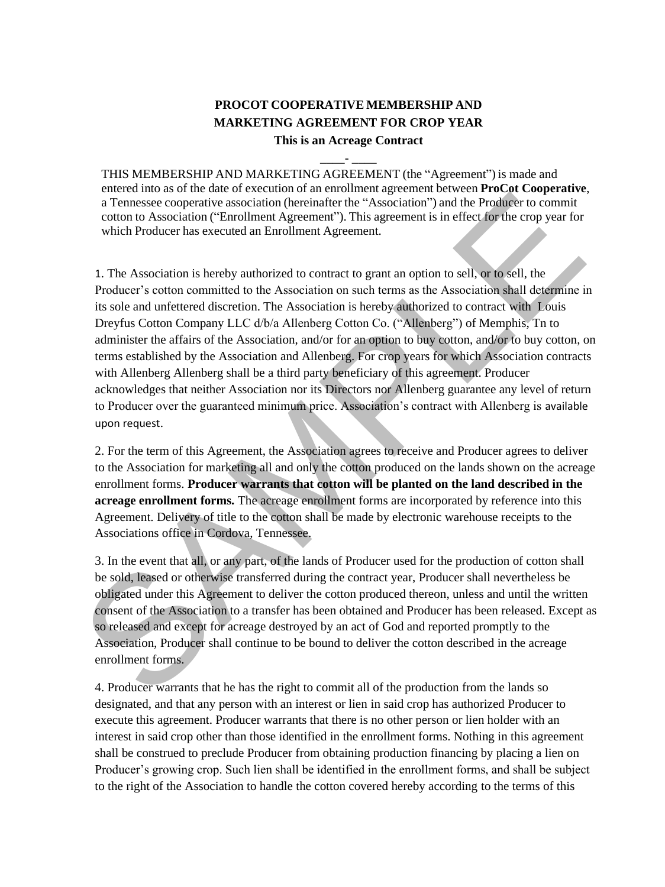# PROCOT COOPERATIVE MEMBERSHIP AND MARKETING AGREEMENT FOR CROP YEAR

**This is an Acreage Contract**

____- ____

THIS MEMBERSHIP AND MARKETING AGREEMENT (the "Agreement") is made and entered into as of the date of execution of an enrollment agreement between **ProCot Cooperative**, a Tennessee cooperative association (hereinafter the "Association") and the Producer to commit cotton to Association ("Enrollment Agreement"). This agreement is in effect for the crop year for which Producer has executed an Enrollment Agreement.

1. The Association is hereby authorized to contract to grant an option to sell, or to sell, the Producer's cotton committed to the Association on such terms as the Association shall determine in its sole and unfettered discretion. The Association is hereby authorized to contract with Louis Dreyfus Cotton Company LLC d/b/a Allenberg Cotton Co. ("Allenberg") of Memphis, Tn to administer the affairs of the Association, and/or for an option to buy cotton, and/or to buy cotton, on terms established by the Association and Allenberg. For crop years for which Association contracts with Allenberg Allenberg shall be a third party beneficiary of this agreement. Producer acknowledges that neither Association nor its Directors nor Allenberg guarantee any level of return to Producer over the guaranteed minimum price. Association's contract with Allenberg is available upon request.

2. For the term of this Agreement, the Association agrees to receive and Producer agrees to deliver to the Association for marketing all and only the cotton produced on the lands shown on the acreage enrollment forms. **Producer warrants that cotton will be planted on the land described in the acreage enrollment forms.** The acreage enrollment forms are incorporated by reference into this Agreement. Delivery of title to the cotton shall be made by electronic warehouse receipts to the Associations office in Cordova, Tennessee.

3. In the event that all, or any part, of the lands of Producer used for the production of cotton shall be sold, leased or otherwise transferred during the contract year, Producer shall nevertheless be obligated under this Agreement to deliver the cotton produced thereon, unless and until the written consent of the Association to a transfer has been obtained and Producer has been released. Except as so released and except for acreage destroyed by an act of God and reported promptly to the Association, Producer shall continue to be bound to deliver the cotton described in the acreage enrollment forms.

4. Producer warrants that he has the right to commit all of the production from the lands so designated, and that any person with an interest or lien in said crop has authorized Producer to execute this agreement. Producer warrants that there is no other person or lien holder with an interest in said crop other than those identified in the enrollment forms. Nothing in this agreement shall be construed to preclude Producer from obtaining production financing by placing a lien on Producer's growing crop. Such lien shall be identified in the enrollment forms, and shall be subject to the right of the Association to handle the cotton covered hereby according to the terms of this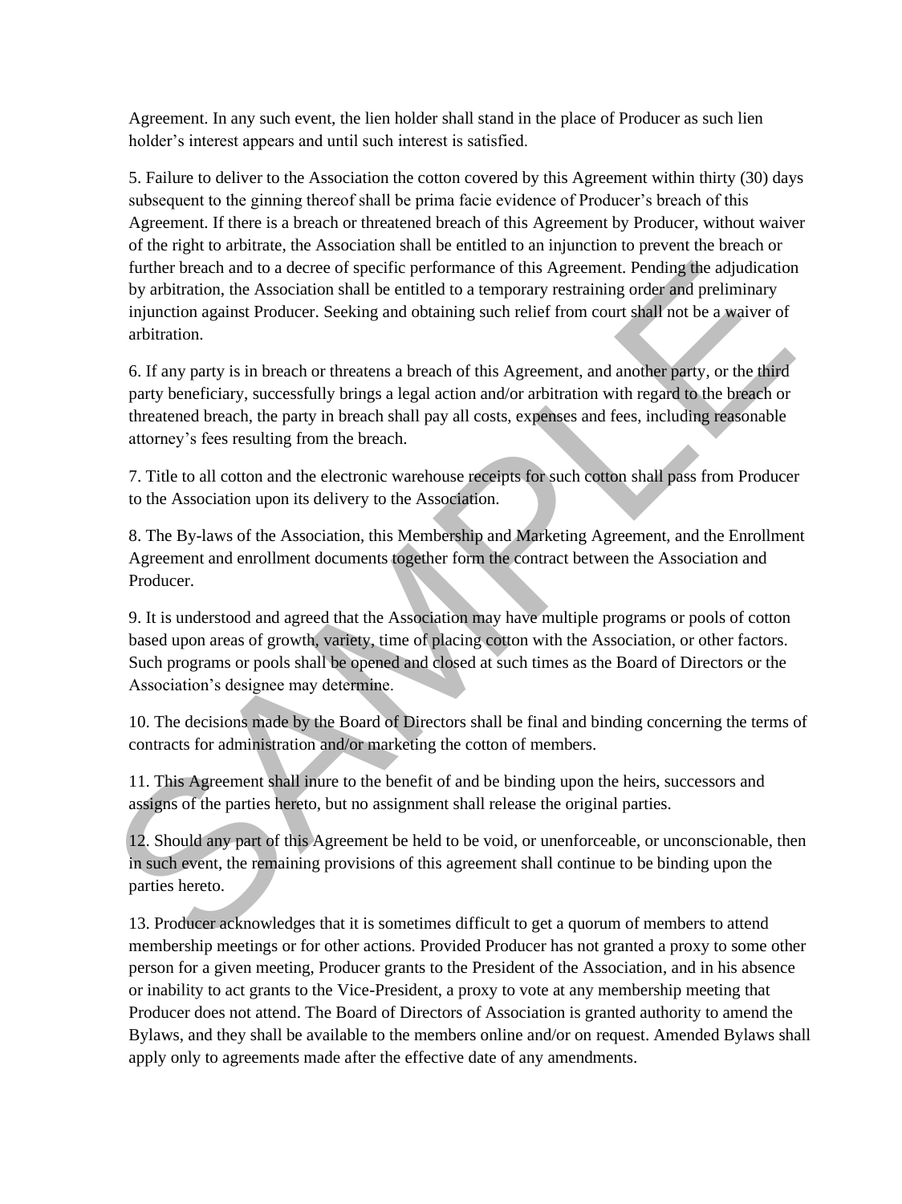Agreement. In any such event, the lien holder shall stand in the place of Producer as such lien holder's interest appears and until such interest is satisfied.

5. Failure to deliver to the Association the cotton covered by this Agreement within thirty (30) days subsequent to the ginning thereof shall be prima facie evidence of Producer's breach of this Agreement. If there is a breach or threatened breach of this Agreement by Producer, without waiver of the right to arbitrate, the Association shall be entitled to an injunction to prevent the breach or further breach and to a decree of specific performance of this Agreement. Pending the adjudication by arbitration, the Association shall be entitled to a temporary restraining order and preliminary injunction against Producer. Seeking and obtaining such relief from court shall not be a waiver of arbitration.

6. If any party is in breach or threatens a breach of this Agreement, and another party, or the third party beneficiary, successfully brings a legal action and/or arbitration with regard to the breach or threatened breach, the party in breach shall pay all costs, expenses and fees, including reasonable attorney's fees resulting from the breach.

7. Title to all cotton and the electronic warehouse receipts for such cotton shall pass from Producer to the Association upon its delivery to the Association.

8. The By-laws of the Association, this Membership and Marketing Agreement, and the Enrollment Agreement and enrollment documents together form the contract between the Association and Producer.

9. It is understood and agreed that the Association may have multiple programs or pools of cotton based upon areas of growth, variety, time of placing cotton with the Association, or other factors. Such programs or pools shall be opened and closed at such times as the Board of Directors or the Association's designee may determine.

10. The decisions made by the Board of Directors shall be final and binding concerning the terms of contracts for administration and/or marketing the cotton of members.

11. This Agreement shall inure to the benefit of and be binding upon the heirs, successors and assigns of the parties hereto, but no assignment shall release the original parties.

12. Should any part of this Agreement be held to be void, or unenforceable, or unconscionable, then in such event, the remaining provisions of this agreement shall continue to be binding upon the parties hereto.

13. Producer acknowledges that it is sometimes difficult to get a quorum of members to attend membership meetings or for other actions. Provided Producer has not granted a proxy to some other person for a given meeting, Producer grants to the President of the Association, and in his absence or inability to act grants to the Vice-President, a proxy to vote at any membership meeting that Producer does not attend. The Board of Directors of Association is granted authority to amend the Bylaws, and they shall be available to the members online and/or on request. Amended Bylaws shall apply only to agreements made after the effective date of any amendments.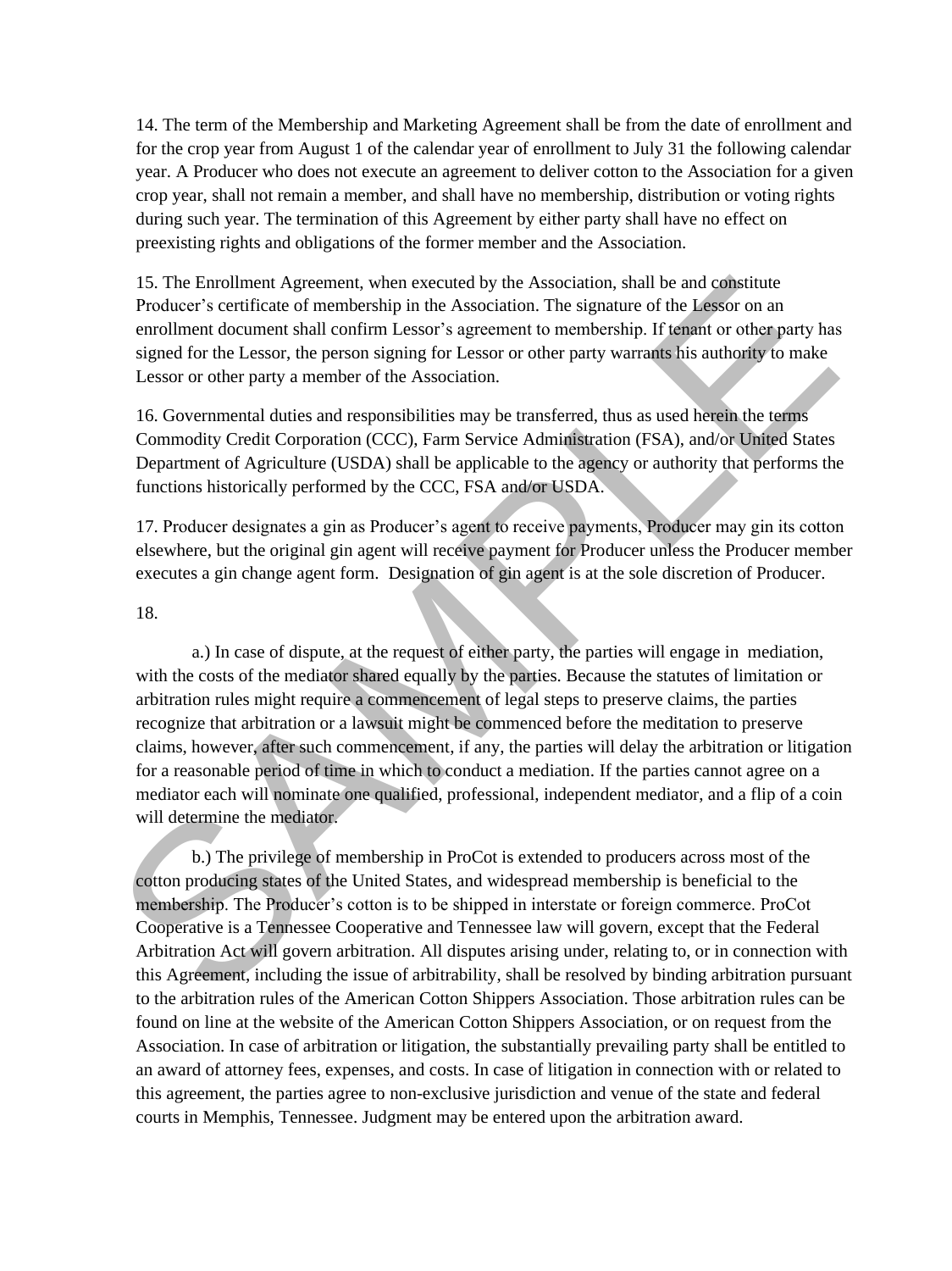14. The term of the Membership and Marketing Agreement shall be from the date of enrollment and for the crop year from August 1 of the calendar year of enrollment to July 31 the following calendar year. A Producer who does not execute an agreement to deliver cotton to the Association for a given crop year, shall not remain a member, and shall have no membership, distribution or voting rights during such year. The termination of this Agreement by either party shall have no effect on preexisting rights and obligations of the former member and the Association.

15. The Enrollment Agreement, when executed by the Association, shall be and constitute Producer's certificate of membership in the Association. The signature of the Lessor on an enrollment document shall confirm Lessor's agreement to membership. If tenant or other party has signed for the Lessor, the person signing for Lessor or other party warrants his authority to make Lessor or other party a member of the Association.

16. Governmental duties and responsibilities may be transferred, thus as used herein the terms Commodity Credit Corporation (CCC), Farm Service Administration (FSA), and/or United States Department of Agriculture (USDA) shall be applicable to the agency or authority that performs the functions historically performed by the CCC, FSA and/or USDA.

17. Producer designates a gin as Producer's agent to receive payments. Producer may gin its cotton elsewhere, but the original gin agent will receive payment for Producer unless the Producer member executes a gin change agent form. Designation of gin agent is at the sole discretion of Producer.

18.

a.) In case of dispute, at the request of either party, the parties will engage in mediation, with the costs of the mediator shared equally by the parties. Because the statutes of limitation or arbitration rules might require a commencement of legal steps to preserve claims, the parties recognize that arbitration or a lawsuit might be commenced before the meditation to preserve claims, however, after such commencement, if any, the parties will delay the arbitration or litigation for a reasonable period of time in which to conduct a mediation. If the parties cannot agree on a mediator each will nominate one qualified, professional, independent mediator, and a flip of a coin will determine the mediator.

b.) The privilege of membership in ProCot is extended to producers across most of the cotton producing states of the United States, and widespread membership is beneficial to the membership. The Producer's cotton is to be shipped in interstate or foreign commerce. ProCot Cooperative is a Tennessee Cooperative and Tennessee law will govern, except that the Federal Arbitration Act will govern arbitration. All disputes arising under, relating to, or in connection with this Agreement, including the issue of arbitrability, shall be resolved by binding arbitration pursuant to the arbitration rules of the American Cotton Shippers Association. Those arbitration rules can be found on line at the website of the American Cotton Shippers Association, or on request from the Association. In case of arbitration or litigation, the substantially prevailing party shall be entitled to an award of attorney fees, expenses, and costs. In case of litigation in connection with or related to this agreement, the parties agree to non-exclusive jurisdiction and venue of the state and federal courts in Memphis, Tennessee. Judgment may be entered upon the arbitration award.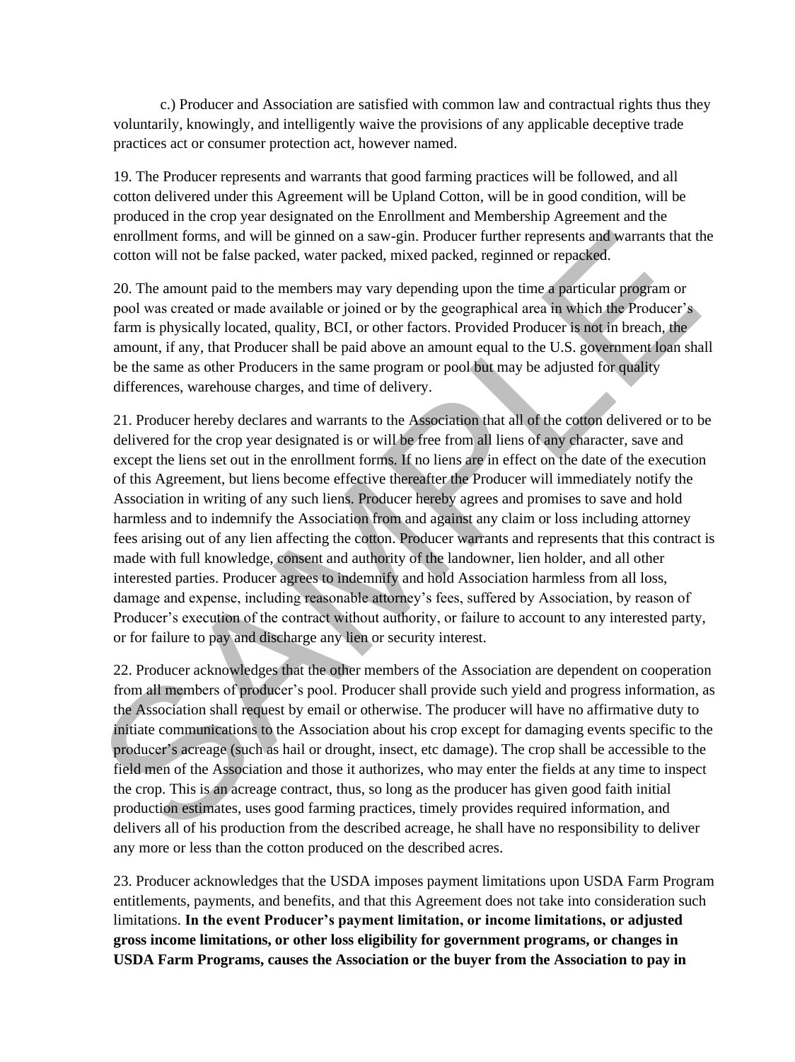c.) Producer and Association are satisfied with common law and contractual rights thus they voluntarily, knowingly, and intelligently waive the provisions of any applicable deceptive trade practices act or consumer protection act, however named.

19. The Producer represents and warrants that good farming practices will be followed, and all cotton delivered under this Agreement will be Upland Cotton, will be in good condition, will be produced in the crop year designated on the Enrollment and Membership Agreement and the enrollment forms, and will be ginned on a saw-gin. Producer further represents and warrants that the cotton will not be false packed, water packed, mixed packed, reginned or repacked.

20. The amount paid to the members may vary depending upon the time a particular program or pool was created or made available or joined or by the geographical area in which the Producer's farm is physically located, quality, BCI, or other factors. Provided Producer is not in breach, the amount, if any, that Producer shall be paid above an amount equal to the U.S. government loan shall be the same as other Producers in the same program or pool but may be adjusted for quality differences, warehouse charges, and time of delivery.

21. Producer hereby declares and warrants to the Association that all of the cotton delivered or to be delivered for the crop year designated is or will be free from all liens of any character, save and except the liens set out in the enrollment forms. If no liens are in effect on the date of the execution of this Agreement, but liens become effective thereafter the Producer will immediately notify the Association in writing of any such liens. Producer hereby agrees and promises to save and hold harmless and to indemnify the Association from and against any claim or loss including attorney fees arising out of any lien affecting the cotton. Producer warrants and represents that this contract is made with full knowledge, consent and authority of the landowner, lien holder, and all other interested parties. Producer agrees to indemnify and hold Association harmless from all loss, damage and expense, including reasonable attorney's fees, suffered by Association, by reason of Producer's execution of the contract without authority, or failure to account to any interested party, or for failure to pay and discharge any lien or security interest.

22. Producer acknowledges that the other members of the Association are dependent on cooperation from all members of producer's pool. Producer shall provide such yield and progress information, as the Association shall request by email or otherwise. The producer will have no affirmative duty to initiate communications to the Association about his crop except for damaging events specific to the producer's acreage (such as hail or drought, insect, etc damage). The crop shall be accessible to the field men of the Association and those it authorizes, who may enter the fields at any time to inspect the crop. This is an acreage contract, thus, so long as the producer has given good faith initial production estimates, uses good farming practices, timely provides required information, and delivers all of his production from the described acreage, he shall have no responsibility to deliver any more or less than the cotton produced on the described acres.

23. Producer acknowledges that the USDA imposes payment limitations upon USDA Farm Program entitlements, payments, and benefits, and that this Agreement does not take into consideration such limitations. **In the event Producer's payment limitation, or income limitations, or adjusted gross income limitations, or other loss eligibility for government programs, or changes in USDA Farm Programs, causes the Association or the buyer from the Association to pay in**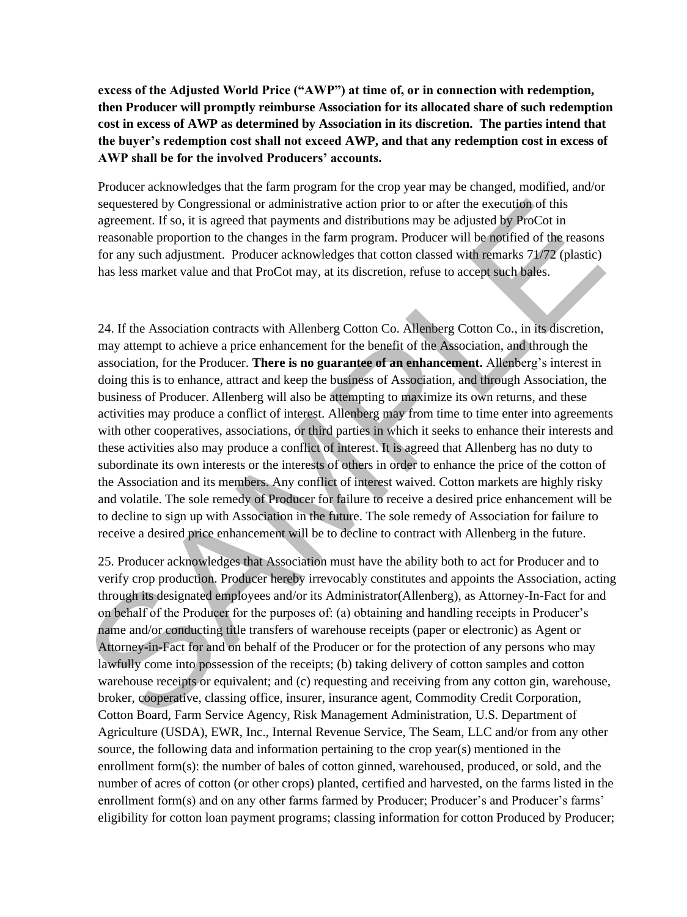**excess of the Adjusted World Price ("AWP") at time of, or in connection with redemption, then Producer will promptly reimburse Association for its allocated share of such redemption cost in excess of AWP as determined by Association in its discretion. The parties intend that the buyer's redemption cost shall not exceed AWP, and that any redemption cost in excess of AWP shall be for the involved Producers' accounts.**

Producer acknowledges that the farm program for the crop year may be changed, modified, and/or sequestered by Congressional or administrative action prior to or after the execution of this agreement. If so, it is agreed that payments and distributions may be adjusted by ProCot in reasonable proportion to the changes in the farm program. Producer will be notified of the reasons for any such adjustment. Producer acknowledges that cotton classed with remarks 71/72 (plastic) has less market value and that ProCot may, at its discretion, refuse to accept such bales.

24. If the Association contracts with Allenberg Cotton Co. Allenberg Cotton Co., in its discretion, may attempt to achieve a price enhancement for the benefit of the Association, and through the association, for the Producer. **There is no guarantee of an enhancement.** Allenberg's interest in doing this is to enhance, attract and keep the business of Association, and through Association, the business of Producer. Allenberg will also be attempting to maximize its own returns, and these activities may produce a conflict of interest. Allenberg may from time to time enter into agreements with other cooperatives, associations, or third parties in which it seeks to enhance their interests and these activities also may produce a conflict of interest. It is agreed that Allenberg has no duty to subordinate its own interests or the interests of others in order to enhance the price of the cotton of the Association and its members. Any conflict of interest waived. Cotton markets are highly risky and volatile. The sole remedy of Producer for failure to receive a desired price enhancement will be to decline to sign up with Association in the future. The sole remedy of Association for failure to receive a desired price enhancement will be to decline to contract with Allenberg in the future.

25. Producer acknowledges that Association must have the ability both to act for Producer and to verify crop production. Producer hereby irrevocably constitutes and appoints the Association, acting through its designated employees and/or its Administrator(Allenberg), as Attorney-In-Fact for and on behalf of the Producer for the purposes of: (a) obtaining and handling receipts in Producer's name and/or conducting title transfers of warehouse receipts (paper or electronic) as Agent or Attorney-in-Fact for and on behalf of the Producer or for the protection of any persons who may lawfully come into possession of the receipts; (b) taking delivery of cotton samples and cotton warehouse receipts or equivalent; and (c) requesting and receiving from any cotton gin, warehouse, broker, cooperative, classing office, insurer, insurance agent, Commodity Credit Corporation, Cotton Board, Farm Service Agency, Risk Management Administration, U.S. Department of Agriculture (USDA), EWR, Inc., Internal Revenue Service, The Seam, LLC and/or from any other source, the following data and information pertaining to the crop year(s) mentioned in the enrollment form(s): the number of bales of cotton ginned, warehoused, produced, or sold, and the number of acres of cotton (or other crops) planted, certified and harvested, on the farms listed in the enrollment form(s) and on any other farms farmed by Producer; Producer's and Producer's farms' eligibility for cotton loan payment programs; classing information for cotton Produced by Producer;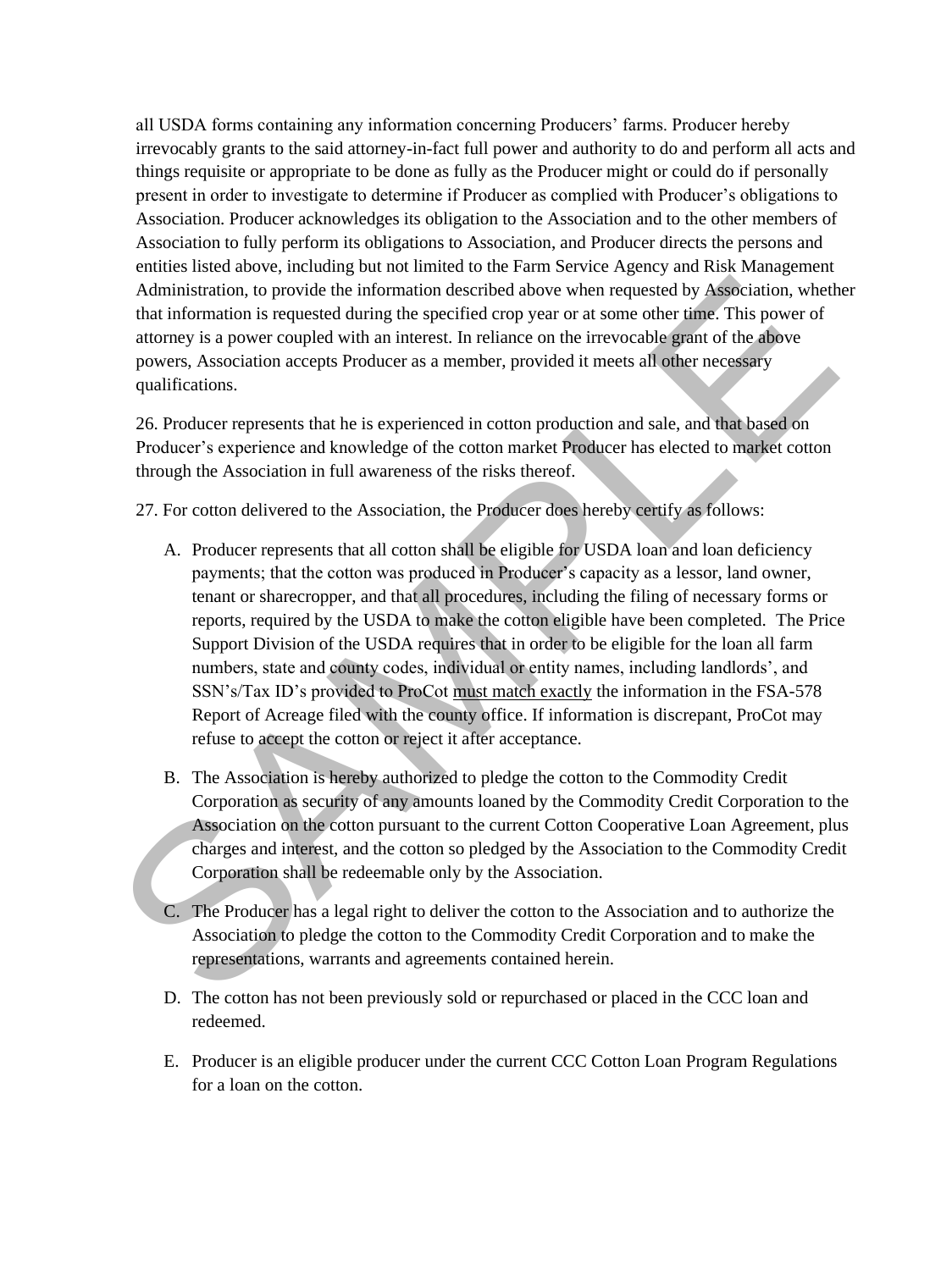all USDA forms containing any information concerning Producers' farms. Producer hereby irrevocably grants to the said attorney-in-fact full power and authority to do and perform all acts and things requisite or appropriate to be done as fully as the Producer might or could do if personally present in order to investigate to determine if Producer as complied with Producer's obligations to Association. Producer acknowledges its obligation to the Association and to the other members of Association to fully perform its obligations to Association, and Producer directs the persons and entities listed above, including but not limited to the Farm Service Agency and Risk Management Administration, to provide the information described above when requested by Association, whether that information is requested during the specified crop year or at some other time. This power of attorney is a power coupled with an interest. In reliance on the irrevocable grant of the above powers, Association accepts Producer as a member, provided it meets all other necessary qualifications.

26. Producer represents that he is experienced in cotton production and sale, and that based on Producer's experience and knowledge of the cotton market Producer has elected to market cotton through the Association in full awareness of the risks thereof.

27. For cotton delivered to the Association, the Producer does hereby certify as follows:

A. Producer represents that all cotton shall be eligible for USDA loan and loan deficiency payments; that the cotton was produced in Producer's capacity as a lessor, land owner, tenant or sharecropper, and that all procedures, including the filing of necessary forms or reports, required by the USDA to make the cotton eligible have been completed. The Price Support Division of the USDA requires that in order to be eligible for the loan all farm numbers, state and county codes, individual or entity names, including landlords', and SSN's/Tax ID's provided to ProCot <u>must match exactly</u> the information in the FSA-578 Report of Acreage filed with the county office. If information is discrepant, ProCot may refuse to accept the cotton or reject it after acceptance.

B. The Association is hereby authorized to pledge the cotton to the Commodity Credit Corporation as security of any amounts loaned by the Commodity Credit Corporation to the Association on the cotton pursuant to the current Cotton Cooperative Loan Agreement, plus charges and interest, and the cotton so pledged by the Association to the Commodity Credit Corporation shall be redeemable only by the Association.

C. The Producer has a legal right to deliver the cotton to the Association and to authorize the Association to pledge the cotton to the Commodity Credit Corporation and to make the representations, warrants and agreements contained herein.

D. The cotton has not been previously sold or repurchased or placed in the CCC loan and redeemed.

E. Producer is an eligible producer under the current CCC Cotton Loan Program Regulations for a loan on the cotton.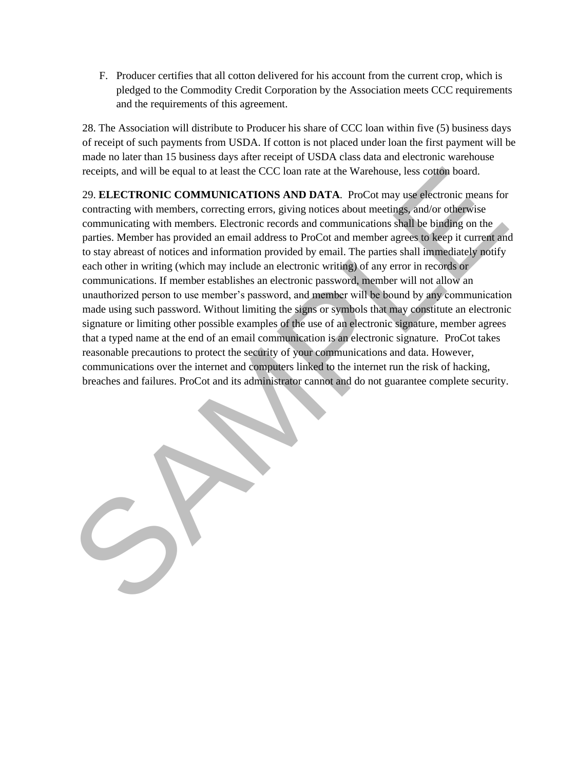F. Producer certifies that all cotton delivered for his account from the current crop, which is pledged to the Commodity Credit Corporation by the Association meets CCC requirements and the requirements of this agreement.

28. The Association will distribute to Producer his share of CCC loan within five (5) business days of receipt of such payments from USDA. If cotton is not placed under loan the first payment will be made no later than 15 business days after receipt of USDA class data and electronic warehouse receipts, and will be equal to at least the CCC loan rate at the Warehouse, less cotton board.

29. **ELECTRONIC COMMUNICATIONS AND DATA**. ProCot may use electronic means for contracting with members, correcting errors, giving notices about meetings, and/or otherwise communicating with members. Electronic records and communications shall be binding on the parties. Member has provided an email address to ProCot and member agrees to keep it current and to stay abreast of notices and information provided by email. The parties shall immediately notify each other in writing (which may include an electronic writing) of any error in records or communications. If member establishes an electronic password, member will not allow an unauthorized person to use member's password, and member will be bound by any communication made using such password. Without limiting the signs or symbols that may constitute an electronic signature or limiting other possible examples of the use of an electronic signature, member agrees that a typed name at the end of an email communication is an electronic signature. ProCot takes reasonable precautions to protect the security of your communications and data. However, communications over the internet and computers linked to the internet run the risk of hacking, breaches and failures. ProCot and its administrator cannot and do not guarantee complete security.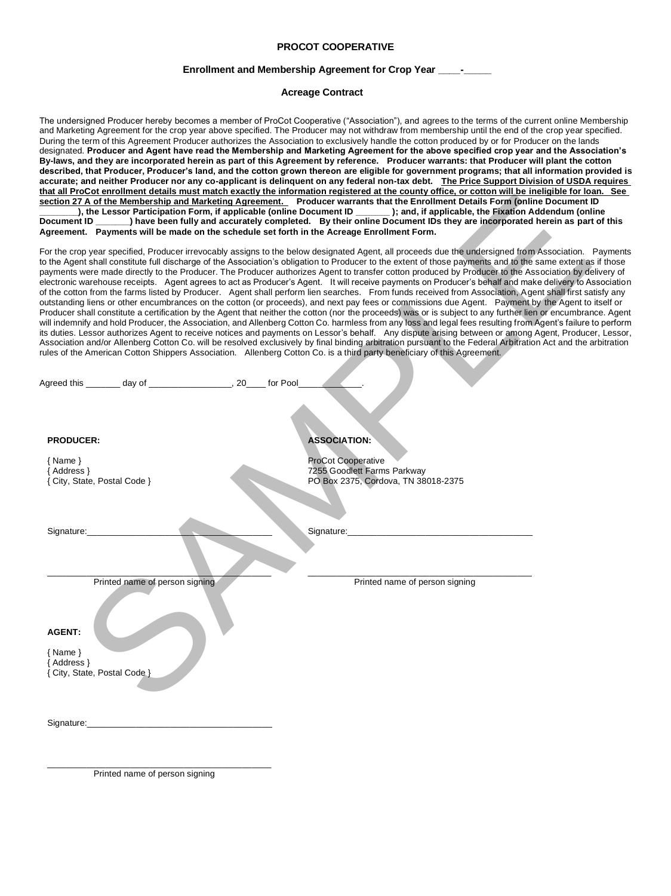# PROCOT COOPERATIVE

## Enrollment and Membership Agreement for Crop Year ____-_____

## Acreage Contract

The undersigned Producer hereby becomes a member of ProCot Cooperative ("Association"), and agrees to the terms of the current online Membership and Marketing Agreement for the crop year above specified. The Producer may not withdraw from membership until the end of the crop year specified. During the term of this Agreement Producer authorizes the Association to exclusively handle the cotton produced by or for Producer on the lands designated. **Producer and Agent have read the Membership and Marketing Agreement for the above specified crop year and the Association's By-laws, and they are incorporated herein as part of this Agreement by reference. Producer warrants: that Producer will plant the cotton described, that Producer, Producer's land, and the cotton grown thereon are eligible for government programs; that all information provided is accurate; and neither Producer nor any co-applicant is delinquent on any federal non-tax debt. <u>The Price Support Division of USDA requires that all ProCot enrollment details must match exactly the information registered at the county office, or cotton will be ineligible for loan. See section 27 A of the Membership and Marketing Agreement.</u> Producer warrants that the Enrollment Details Form (online Document ID ________), the Lessor Participation Form, if applicable (online Document ID _______ ); and, if applicable, the Fixation Addendum (online Document ID _______) have been fully and accurately completed. By their online Document IDs they are incorporated herein as part of this Agreement. Payments will be made on the schedule set forth in the Acreage Enrollment Form.**

For the crop year specified, Producer irrevocably assigns to the below designated Agent, all proceeds due the undersigned from Association. Payments to the Agent shall constitute full discharge of the Association's obligation to Producer to the extent of those payments and to the same extent as if those payments were made directly to the Producer. The Producer authorizes Agent to transfer cotton produced by Producer to the Association by delivery of electronic warehouse receipts. Agent agrees to act as Producer's Agent. It will receive payments on Producer's behalf and make delivery to Association of the cotton from the farms listed by Producer. Agent shall perform lien searches. From funds received from Association, Agent shall first satisfy any outstanding liens or other encumbrances on the cotton (or proceeds), and next pay fees or commissions due Agent. Payment by the Agent to itself or Producer shall constitute a certification by the Agent that neither the cotton (nor the proceeds) was or is subject to any further lien or encumbrance. Agent will indemnify and hold Producer, the Association, and Allenberg Cotton Co. harmless from any loss and legal fees resulting from Agent's failure to perform its duties. Lessor authorizes Agent to receive notices and payments on Lessor's behalf. Any dispute arising between or among Agent, Producer, Lessor, Association and/or Allenberg Cotton Co. will be resolved exclusively by final binding arbitration pursuant to the Federal Arbitration Act and the arbitration rules of the American Cotton Shippers Association. Allenberg Cotton Co. is a third party beneficiary of this Agreement.

Agreed this _______ day of _________________, 20____ for Pool_____________.

**PRODUCER:**

{ Name }
{ Address }
{ City, State, Postal Code }

Signature:______________________________________

_____________________________________________
Printed name of person signing

**ASSOCIATION:**

ProCot Cooperative
7255 Goodlett Farms Parkway
PO Box 2375, Cordova, TN 38018-2375

Signature:______________________________________

_____________________________________________
Printed name of person signing

**AGENT:**

{ Name }
{ Address }
{ City, State, Postal Code }

Signature:______________________________________

_____________________________________________
Printed name of person signing

SAMPLE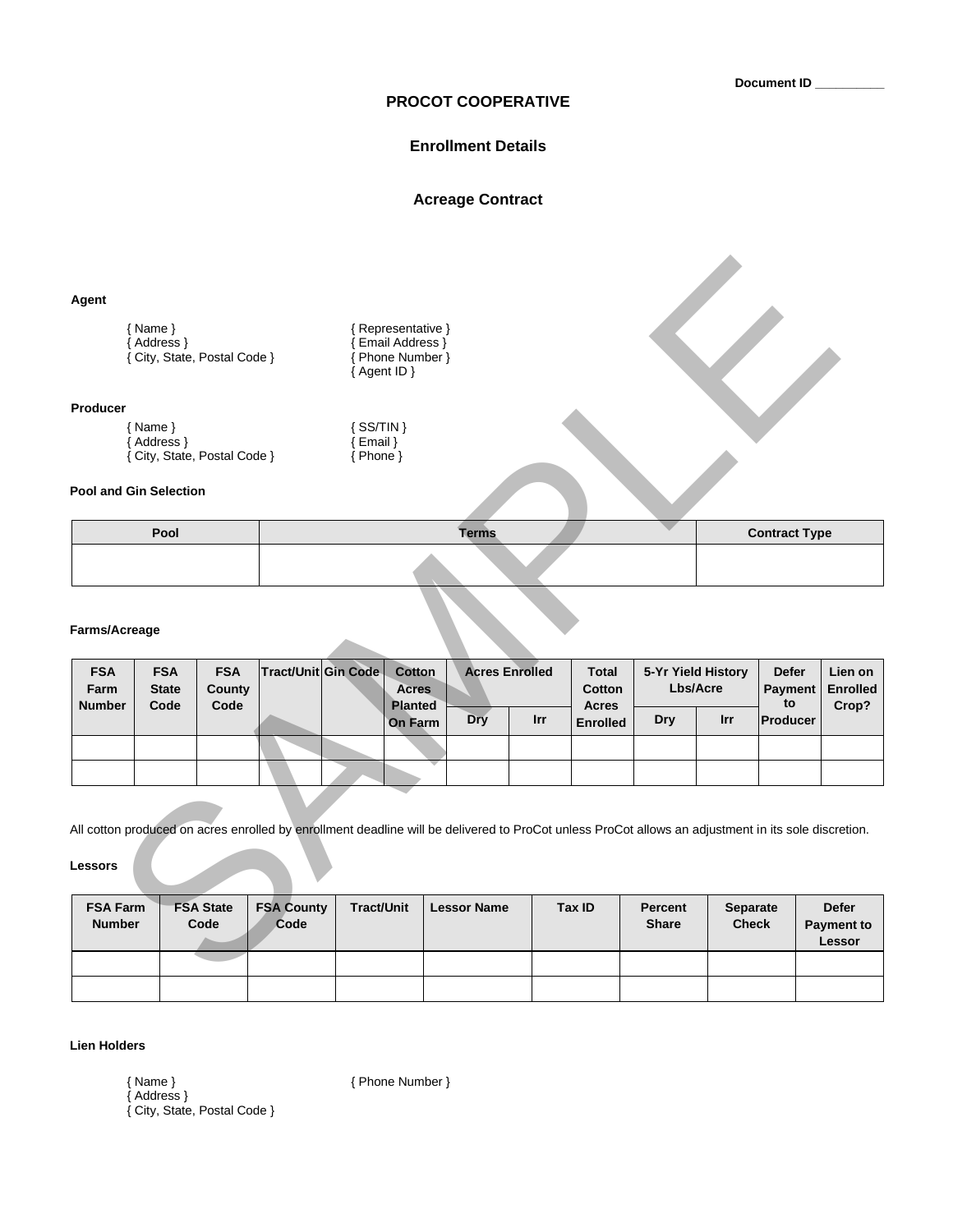Document ID __________

# PROCOT COOPERATIVE

## Enrollment Details

## Acreage Contract

**Agent**

{ Name }
{ Address }
{ City, State, Postal Code }

{ Representative }
{ Email Address }
{ Phone Number }
{ Agent ID }

**Producer**

{ Name }
{ Address }
{ City, State, Postal Code }

{ SS/TIN }
{ Email }
{ Phone }

**Pool and Gin Selection**

| Pool | Terms | Contract Type |
|---|---|---|
| | | |

**Farms/Acreage**

| FSA Farm Number | FSA State Code | FSA County Code | Tract/Unit | Gin Code | Cotton Acres Planted On Farm | Acres Enrolled | | Total Cotton Acres Enrolled | 5-Yr Yield History Lbs/Acre | | Defer Payment to Producer | Lien on Enrolled Crop? |
|---|---|---|---|---|---|---|---|---|---|---|---|---|
| | | | | | | Dry | Irr | | Dry | Irr | | |
| | | | | | | | | | | | | |
| | | | | | | | | | | | | |

All cotton produced on acres enrolled by enrollment deadline will be delivered to ProCot unless ProCot allows an adjustment in its sole discretion.

**Lessors**

| FSA Farm Number | FSA State Code | FSA County Code | Tract/Unit | Lessor Name | Tax ID | Percent Share | Separate Check | Defer Payment to Lessor |
|---|---|---|---|---|---|---|---|---|
| | | | | | | | | |
| | | | | | | | | |

**Lien Holders**

{ Name }
{ Address }
{ City, State, Postal Code }

{ Phone Number }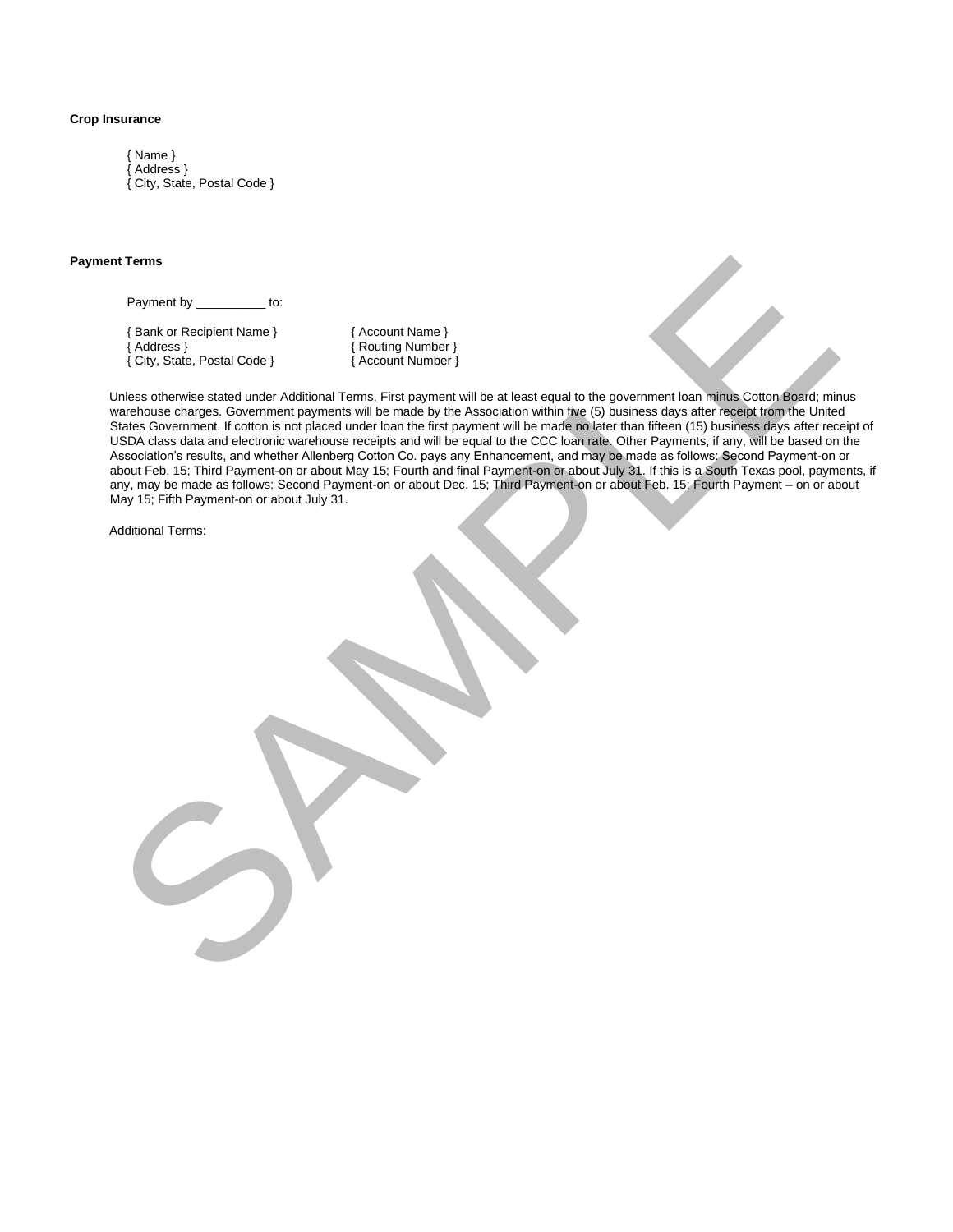**Crop Insurance**

{ Name }
{ Address }
{ City, State, Postal Code }

**Payment Terms**

Payment by __________ to:

| { Bank or Recipient Name } | { Account Name } |
|---|---|
| { Address } | { Routing Number } |
| { City, State, Postal Code } | { Account Number } |

Unless otherwise stated under Additional Terms, First payment will be at least equal to the government loan minus Cotton Board; minus warehouse charges. Government payments will be made by the Association within five (5) business days after receipt from the United States Government. If cotton is not placed under loan the first payment will be made no later than fifteen (15) business days after receipt of USDA class data and electronic warehouse receipts and will be equal to the CCC loan rate. Other Payments, if any, will be based on the Association's results, and whether Allenberg Cotton Co. pays any Enhancement, and may be made as follows: Second Payment-on or about Feb. 15; Third Payment-on or about May 15; Fourth and final Payment-on or about July 31. If this is a South Texas pool, payments, if any, may be made as follows: Second Payment-on or about Dec. 15; Third Payment-on or about Feb. 15; Fourth Payment – on or about May 15; Fifth Payment-on or about July 31.

Additional Terms:

SAMPLE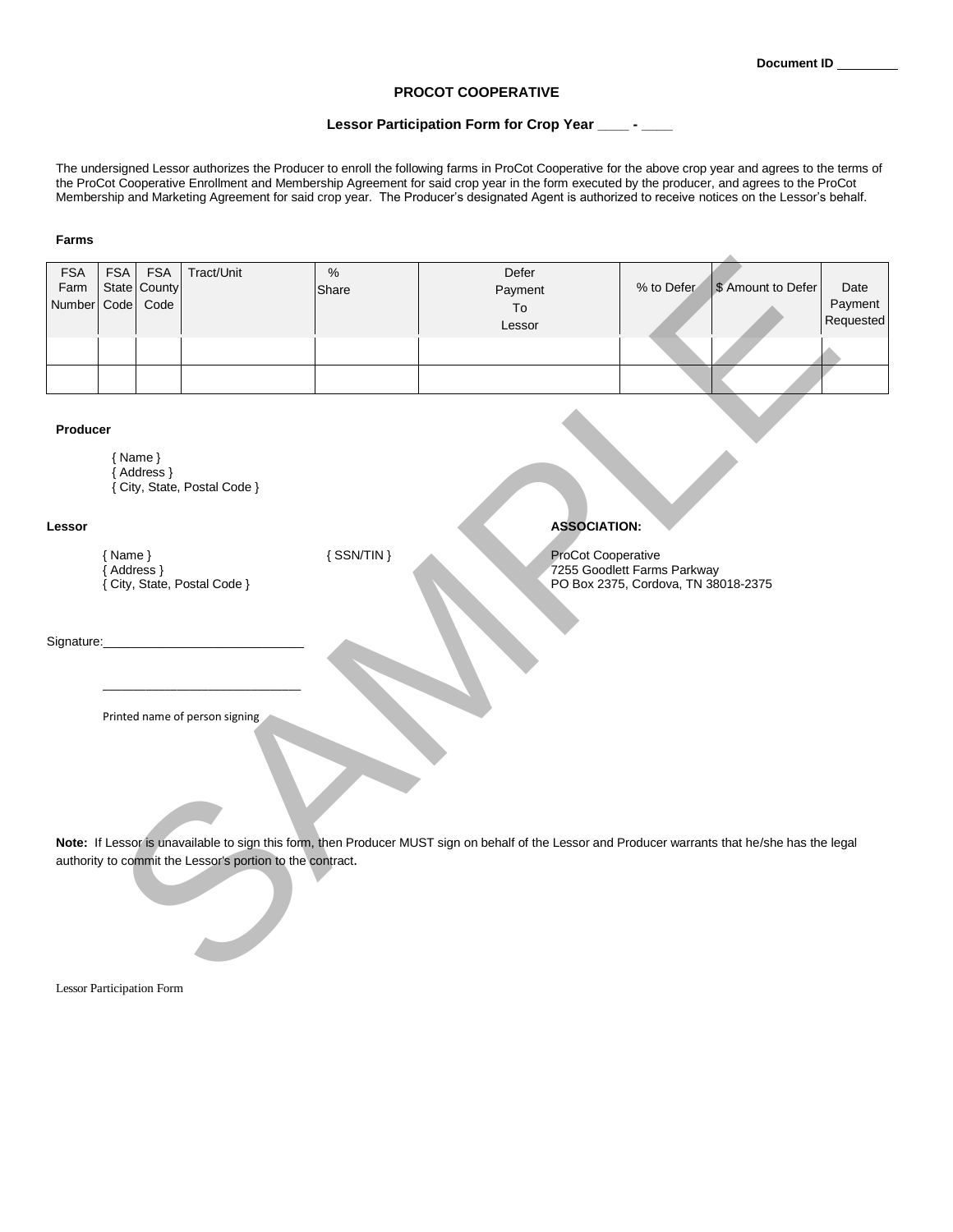Document ID ________

# PROCOT COOPERATIVE

## Lessor Participation Form for Crop Year ____ - ____

The undersigned Lessor authorizes the Producer to enroll the following farms in ProCot Cooperative for the above crop year and agrees to the terms of the ProCot Cooperative Enrollment and Membership Agreement for said crop year in the form executed by the producer, and agrees to the ProCot Membership and Marketing Agreement for said crop year. The Producer's designated Agent is authorized to receive notices on the Lessor's behalf.

**Farms**

| FSA Farm Number | FSA State Code | FSA County Code | Tract/Unit | % Share | Defer Payment To Lessor | % to Defer | $ Amount to Defer | Date Payment Requested |
|---|---|---|---|---|---|---|---|---|
| | | | | | | | | |
| | | | | | | | | |

**Producer**

{ Name }
{ Address }
{ City, State, Postal Code }

**Lessor**

{ Name }
{ Address }
{ City, State, Postal Code }

{ SSN/TIN }

**ASSOCIATION:**

ProCot Cooperative
7255 Goodlett Farms Parkway
PO Box 2375, Cordova, TN 38018-2375

Signature:____________________________

____________________________

Printed name of person signing

**Note:** If Lessor is unavailable to sign this form, then Producer MUST sign on behalf of the Lessor and Producer warrants that he/she has the legal authority to commit the Lessor's portion to the contract.

SAMPLE

Lessor Participation Form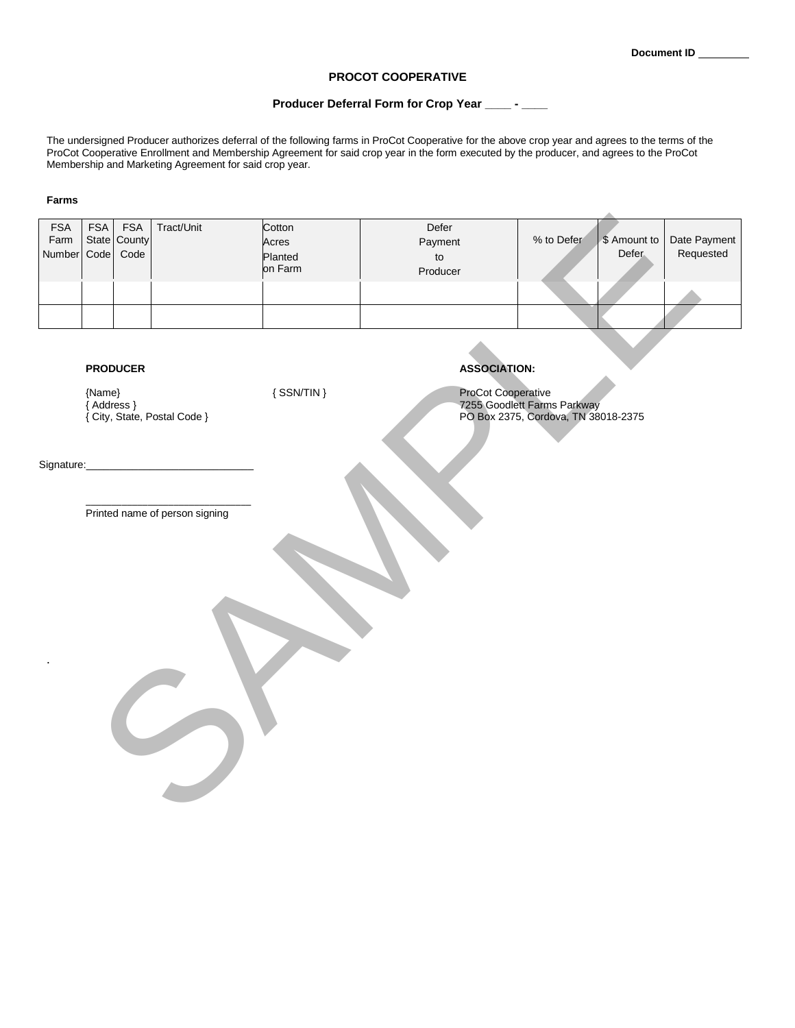Document ID ________

## PROCOT COOPERATIVE

### Producer Deferral Form for Crop Year ____ - ____

The undersigned Producer authorizes deferral of the following farms in ProCot Cooperative for the above crop year and agrees to the terms of the ProCot Cooperative Enrollment and Membership Agreement for said crop year in the form executed by the producer, and agrees to the ProCot Membership and Marketing Agreement for said crop year.

**Farms**

| FSA Farm Number | FSA State Code | FSA County Code | Tract/Unit | Cotton Acres Planted on Farm | Defer Payment to Producer | % to Defer | $ Amount to Defer | Date Payment Requested |
|---|---|---|---|---|---|---|---|---|
| | | | | | | | | |
| | | | | | | | | |

**PRODUCER**

{Name}
{ Address }
{ City, State, Postal Code }

{ SSN/TIN }

**ASSOCIATION:**

ProCot Cooperative
7255 Goodlett Farms Parkway
PO Box 2375, Cordova, TN 38018-2375

Signature:_____________________________

_____________________________
Printed name of person signing

.

SAMPLE